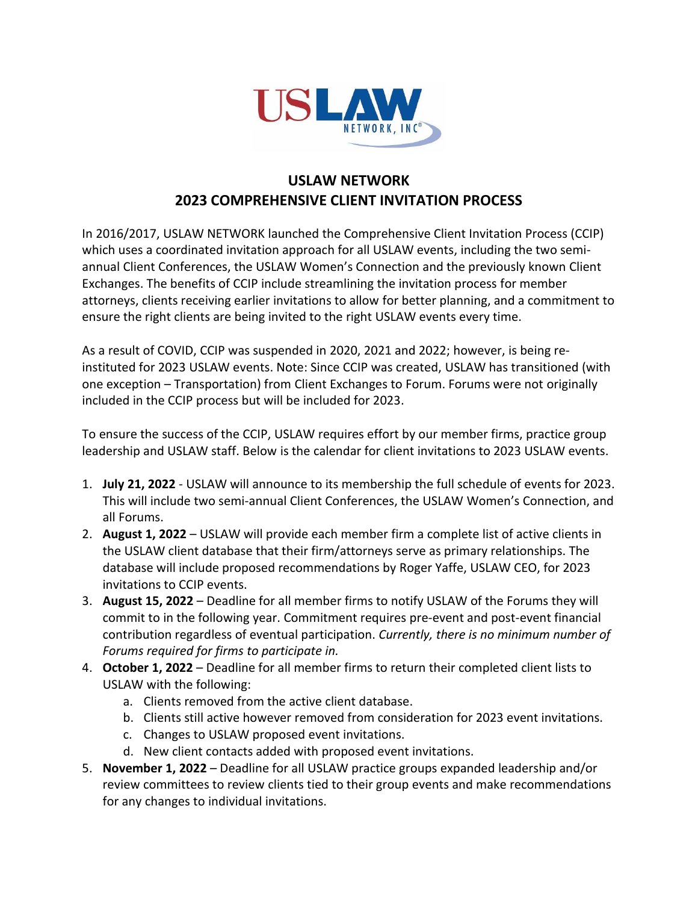# USLAW NETWORK
# 2023 COMPREHENSIVE CLIENT INVITATION PROCESS

In 2016/2017, USLAW NETWORK launched the Comprehensive Client Invitation Process (CCIP) which uses a coordinated invitation approach for all USLAW events, including the two semi-annual Client Conferences, the USLAW Women's Connection and the previously known Client Exchanges. The benefits of CCIP include streamlining the invitation process for member attorneys, clients receiving earlier invitations to allow for better planning, and a commitment to ensure the right clients are being invited to the right USLAW events every time.

As a result of COVID, CCIP was suspended in 2020, 2021 and 2022; however, is being re-instituted for 2023 USLAW events. Note: Since CCIP was created, USLAW has transitioned (with one exception – Transportation) from Client Exchanges to Forum. Forums were not originally included in the CCIP process but will be included for 2023.

To ensure the success of the CCIP, USLAW requires effort by our member firms, practice group leadership and USLAW staff. Below is the calendar for client invitations to 2023 USLAW events.

1. **July 21, 2022** - USLAW will announce to its membership the full schedule of events for 2023. This will include two semi-annual Client Conferences, the USLAW Women's Connection, and all Forums.
2. **August 1, 2022** – USLAW will provide each member firm a complete list of active clients in the USLAW client database that their firm/attorneys serve as primary relationships. The database will include proposed recommendations by Roger Yaffe, USLAW CEO, for 2023 invitations to CCIP events.
3. **August 15, 2022** – Deadline for all member firms to notify USLAW of the Forums they will commit to in the following year. Commitment requires pre-event and post-event financial contribution regardless of eventual participation. *Currently, there is no minimum number of Forums required for firms to participate in.*
4. **October 1, 2022** – Deadline for all member firms to return their completed client lists to USLAW with the following:
   a. Clients removed from the active client database.
   b. Clients still active however removed from consideration for 2023 event invitations.
   c. Changes to USLAW proposed event invitations.
   d. New client contacts added with proposed event invitations.
5. **November 1, 2022** – Deadline for all USLAW practice groups expanded leadership and/or review committees to review clients tied to their group events and make recommendations for any changes to individual invitations.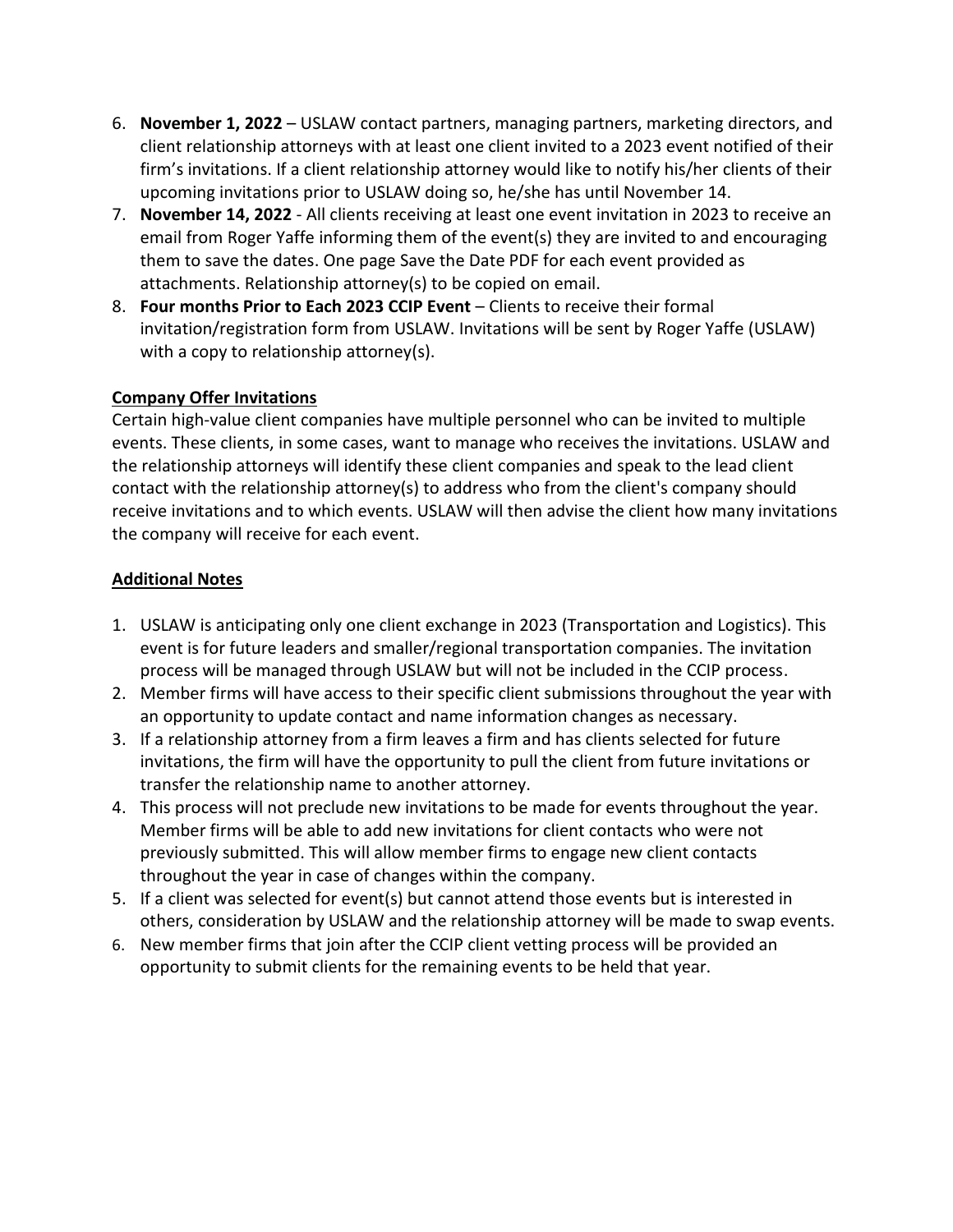6. **November 1, 2022** – USLAW contact partners, managing partners, marketing directors, and client relationship attorneys with at least one client invited to a 2023 event notified of their firm's invitations. If a client relationship attorney would like to notify his/her clients of their upcoming invitations prior to USLAW doing so, he/she has until November 14.
7. **November 14, 2022** - All clients receiving at least one event invitation in 2023 to receive an email from Roger Yaffe informing them of the event(s) they are invited to and encouraging them to save the dates. One page Save the Date PDF for each event provided as attachments. Relationship attorney(s) to be copied on email.
8. **Four months Prior to Each 2023 CCIP Event** – Clients to receive their formal invitation/registration form from USLAW. Invitations will be sent by Roger Yaffe (USLAW) with a copy to relationship attorney(s).

**Company Offer Invitations**

Certain high-value client companies have multiple personnel who can be invited to multiple events. These clients, in some cases, want to manage who receives the invitations. USLAW and the relationship attorneys will identify these client companies and speak to the lead client contact with the relationship attorney(s) to address who from the client's company should receive invitations and to which events. USLAW will then advise the client how many invitations the company will receive for each event.

**Additional Notes**

1. USLAW is anticipating only one client exchange in 2023 (Transportation and Logistics). This event is for future leaders and smaller/regional transportation companies. The invitation process will be managed through USLAW but will not be included in the CCIP process.
2. Member firms will have access to their specific client submissions throughout the year with an opportunity to update contact and name information changes as necessary.
3. If a relationship attorney from a firm leaves a firm and has clients selected for future invitations, the firm will have the opportunity to pull the client from future invitations or transfer the relationship name to another attorney.
4. This process will not preclude new invitations to be made for events throughout the year. Member firms will be able to add new invitations for client contacts who were not previously submitted. This will allow member firms to engage new client contacts throughout the year in case of changes within the company.
5. If a client was selected for event(s) but cannot attend those events but is interested in others, consideration by USLAW and the relationship attorney will be made to swap events.
6. New member firms that join after the CCIP client vetting process will be provided an opportunity to submit clients for the remaining events to be held that year.